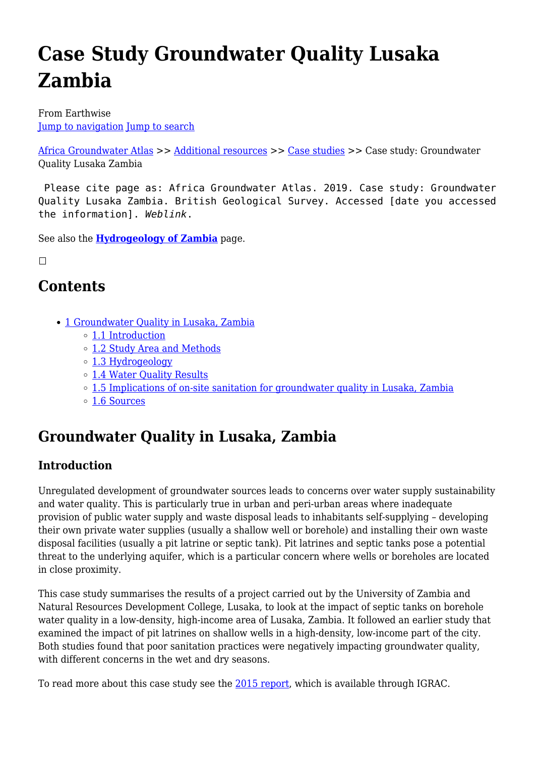# Case Study Groundwater Quality Lusaka Zambia

From Earthwise

Jump to navigation Jump to search

Africa Groundwater Atlas >> Additional resources >> Case studies >> Case study: Groundwater Quality Lusaka Zambia

```
Please cite page as: Africa Groundwater Atlas. 2019. Case study: Groundwater Quality Lusaka Zambia. British Geological Survey. Accessed [date you accessed the information]. Weblink.
```

See also the **Hydrogeology of Zambia** page.

## Contents

- 1 Groundwater Quality in Lusaka, Zambia
  - 1.1 Introduction
  - 1.2 Study Area and Methods
  - 1.3 Hydrogeology
  - 1.4 Water Quality Results
  - 1.5 Implications of on-site sanitation for groundwater quality in Lusaka, Zambia
  - 1.6 Sources

## Groundwater Quality in Lusaka, Zambia

### Introduction

Unregulated development of groundwater sources leads to concerns over water supply sustainability and water quality. This is particularly true in urban and peri-urban areas where inadequate provision of public water supply and waste disposal leads to inhabitants self-supplying – developing their own private water supplies (usually a shallow well or borehole) and installing their own waste disposal facilities (usually a pit latrine or septic tank). Pit latrines and septic tanks pose a potential threat to the underlying aquifer, which is a particular concern where wells or boreholes are located in close proximity.

This case study summarises the results of a project carried out by the University of Zambia and Natural Resources Development College, Lusaka, to look at the impact of septic tanks on borehole water quality in a low-density, high-income area of Lusaka, Zambia. It followed an earlier study that examined the impact of pit latrines on shallow wells in a high-density, low-income part of the city. Both studies found that poor sanitation practices were negatively impacting groundwater quality, with different concerns in the wet and dry seasons.

To read more about this case study see the 2015 report, which is available through IGRAC.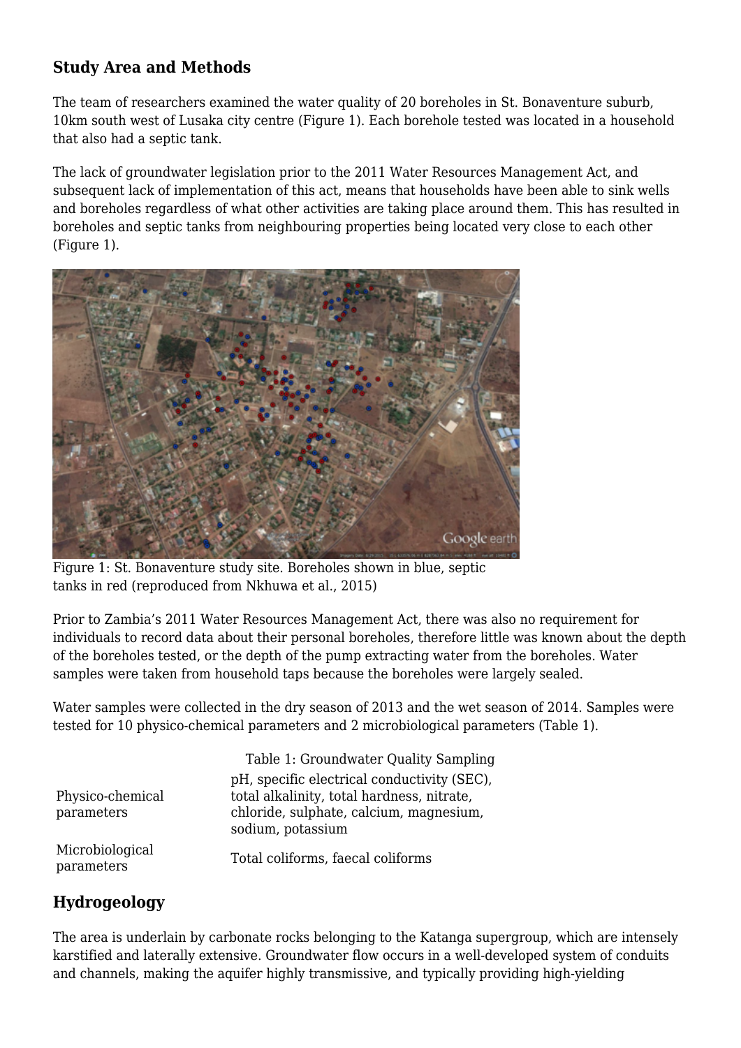## Study Area and Methods

The team of researchers examined the water quality of 20 boreholes in St. Bonaventure suburb, 10km south west of Lusaka city centre (Figure 1). Each borehole tested was located in a household that also had a septic tank.

The lack of groundwater legislation prior to the 2011 Water Resources Management Act, and subsequent lack of implementation of this act, means that households have been able to sink wells and boreholes regardless of what other activities are taking place around them. This has resulted in boreholes and septic tanks from neighbouring properties being located very close to each other (Figure 1).

Figure 1: St. Bonaventure study site. Boreholes shown in blue, septic tanks in red (reproduced from Nkhuwa et al., 2015)

Prior to Zambia's 2011 Water Resources Management Act, there was also no requirement for individuals to record data about their personal boreholes, therefore little was known about the depth of the boreholes tested, or the depth of the pump extracting water from the boreholes. Water samples were taken from household taps because the boreholes were largely sealed.

Water samples were collected in the dry season of 2013 and the wet season of 2014. Samples were tested for 10 physico-chemical parameters and 2 microbiological parameters (Table 1).

Table 1: Groundwater Quality Sampling

| | |
|---|---|
| Physico-chemical parameters | pH, specific electrical conductivity (SEC), total alkalinity, total hardness, nitrate, chloride, sulphate, calcium, magnesium, sodium, potassium |
| Microbiological parameters | Total coliforms, faecal coliforms |

## Hydrogeology

The area is underlain by carbonate rocks belonging to the Katanga supergroup, which are intensely karstified and laterally extensive. Groundwater flow occurs in a well-developed system of conduits and channels, making the aquifer highly transmissive, and typically providing high-yielding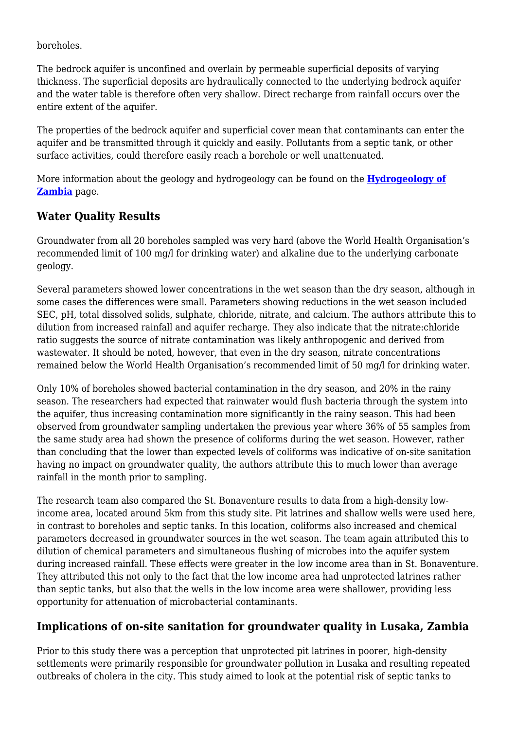boreholes.

The bedrock aquifer is unconfined and overlain by permeable superficial deposits of varying thickness. The superficial deposits are hydraulically connected to the underlying bedrock aquifer and the water table is therefore often very shallow. Direct recharge from rainfall occurs over the entire extent of the aquifer.

The properties of the bedrock aquifer and superficial cover mean that contaminants can enter the aquifer and be transmitted through it quickly and easily. Pollutants from a septic tank, or other surface activities, could therefore easily reach a borehole or well unattenuated.

More information about the geology and hydrogeology can be found on the **Hydrogeology of Zambia** page.

## Water Quality Results

Groundwater from all 20 boreholes sampled was very hard (above the World Health Organisation's recommended limit of 100 mg/l for drinking water) and alkaline due to the underlying carbonate geology.

Several parameters showed lower concentrations in the wet season than the dry season, although in some cases the differences were small. Parameters showing reductions in the wet season included SEC, pH, total dissolved solids, sulphate, chloride, nitrate, and calcium. The authors attribute this to dilution from increased rainfall and aquifer recharge. They also indicate that the nitrate:chloride ratio suggests the source of nitrate contamination was likely anthropogenic and derived from wastewater. It should be noted, however, that even in the dry season, nitrate concentrations remained below the World Health Organisation's recommended limit of 50 mg/l for drinking water.

Only 10% of boreholes showed bacterial contamination in the dry season, and 20% in the rainy season. The researchers had expected that rainwater would flush bacteria through the system into the aquifer, thus increasing contamination more significantly in the rainy season. This had been observed from groundwater sampling undertaken the previous year where 36% of 55 samples from the same study area had shown the presence of coliforms during the wet season. However, rather than concluding that the lower than expected levels of coliforms was indicative of on-site sanitation having no impact on groundwater quality, the authors attribute this to much lower than average rainfall in the month prior to sampling.

The research team also compared the St. Bonaventure results to data from a high-density low-income area, located around 5km from this study site. Pit latrines and shallow wells were used here, in contrast to boreholes and septic tanks. In this location, coliforms also increased and chemical parameters decreased in groundwater sources in the wet season. The team again attributed this to dilution of chemical parameters and simultaneous flushing of microbes into the aquifer system during increased rainfall. These effects were greater in the low income area than in St. Bonaventure. They attributed this not only to the fact that the low income area had unprotected latrines rather than septic tanks, but also that the wells in the low income area were shallower, providing less opportunity for attenuation of microbacterial contaminants.

## Implications of on-site sanitation for groundwater quality in Lusaka, Zambia

Prior to this study there was a perception that unprotected pit latrines in poorer, high-density settlements were primarily responsible for groundwater pollution in Lusaka and resulting repeated outbreaks of cholera in the city. This study aimed to look at the potential risk of septic tanks to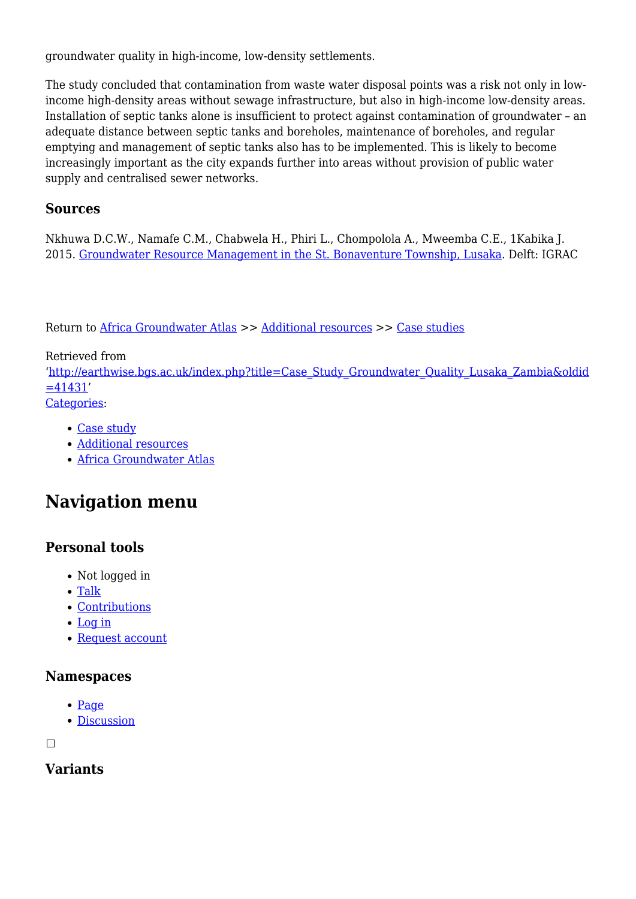groundwater quality in high-income, low-density settlements.

The study concluded that contamination from waste water disposal points was a risk not only in low-income high-density areas without sewage infrastructure, but also in high-income low-density areas. Installation of septic tanks alone is insufficient to protect against contamination of groundwater – an adequate distance between septic tanks and boreholes, maintenance of boreholes, and regular emptying and management of septic tanks also has to be implemented. This is likely to become increasingly important as the city expands further into areas without provision of public water supply and centralised sewer networks.

### Sources

Nkhuwa D.C.W., Namafe C.M., Chabwela H., Phiri L., Chompolola A., Mweemba C.E., 1Kabika J. 2015. [Groundwater Resource Management in the St. Bonaventure Township, Lusaka](). Delft: IGRAC

Return to [Africa Groundwater Atlas]() >> [Additional resources]() >> [Case studies]()

Retrieved from '[http://earthwise.bgs.ac.uk/index.php?title=Case_Study_Groundwater_Quality_Lusaka_Zambia&oldid=41431](http://earthwise.bgs.ac.uk/index.php?title=Case_Study_Groundwater_Quality_Lusaka_Zambia&oldid=41431)'
[Categories]():

- [Case study]()
- [Additional resources]()
- [Africa Groundwater Atlas]()

## Navigation menu

### Personal tools

- Not logged in
- [Talk]()
- [Contributions]()
- [Log in]()
- [Request account]()

### Namespaces

- [Page]()
- [Discussion]()

### Variants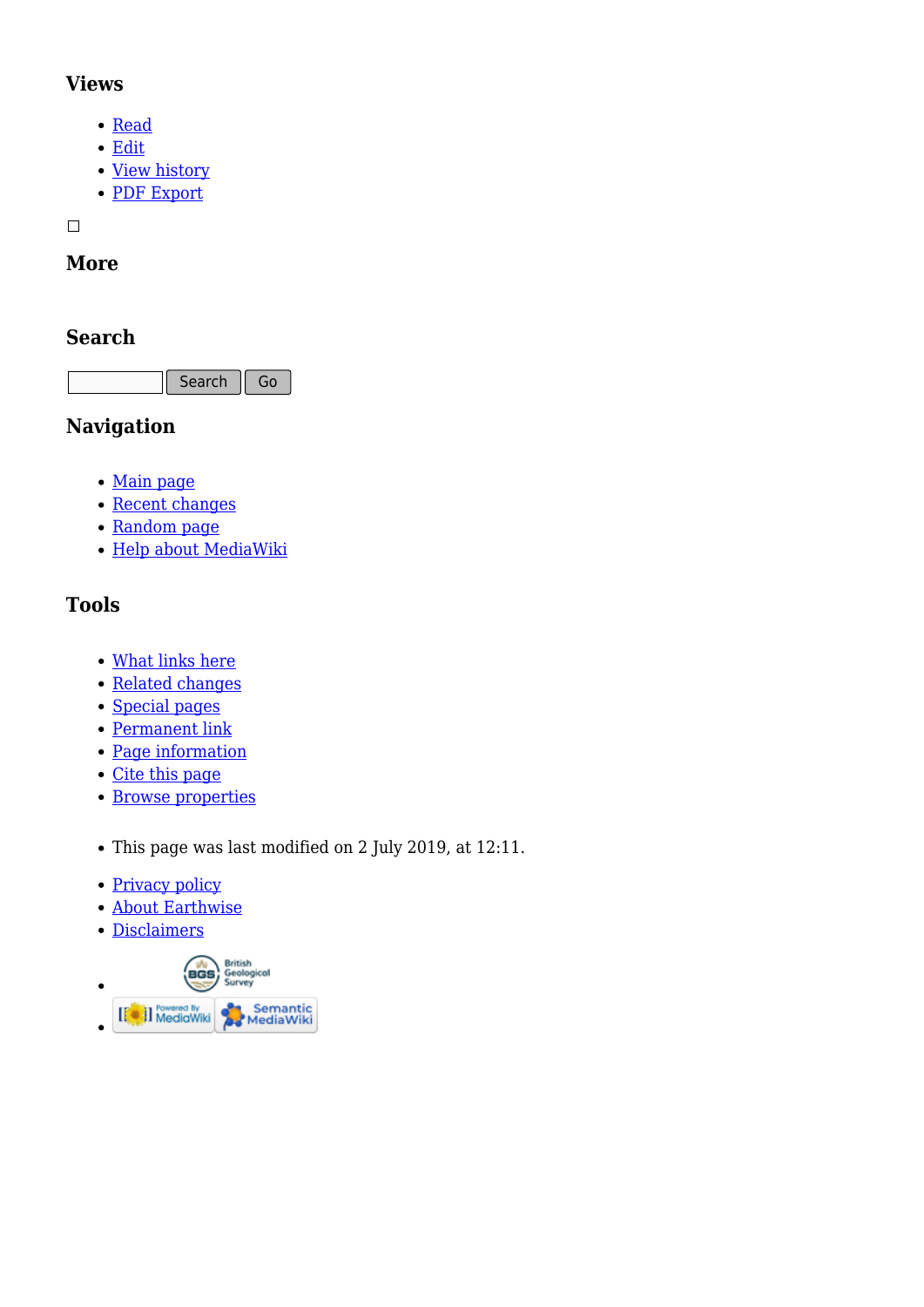### Views

- Read
- Edit
- View history
- PDF Export

☐

### More

### Search

Search Go

### Navigation

- Main page
- Recent changes
- Random page
- Help about MediaWiki

### Tools

- What links here
- Related changes
- Special pages
- Permanent link
- Page information
- Cite this page
- Browse properties

- This page was last modified on 2 July 2019, at 12:11.

- Privacy policy
- About Earthwise
- Disclaimers